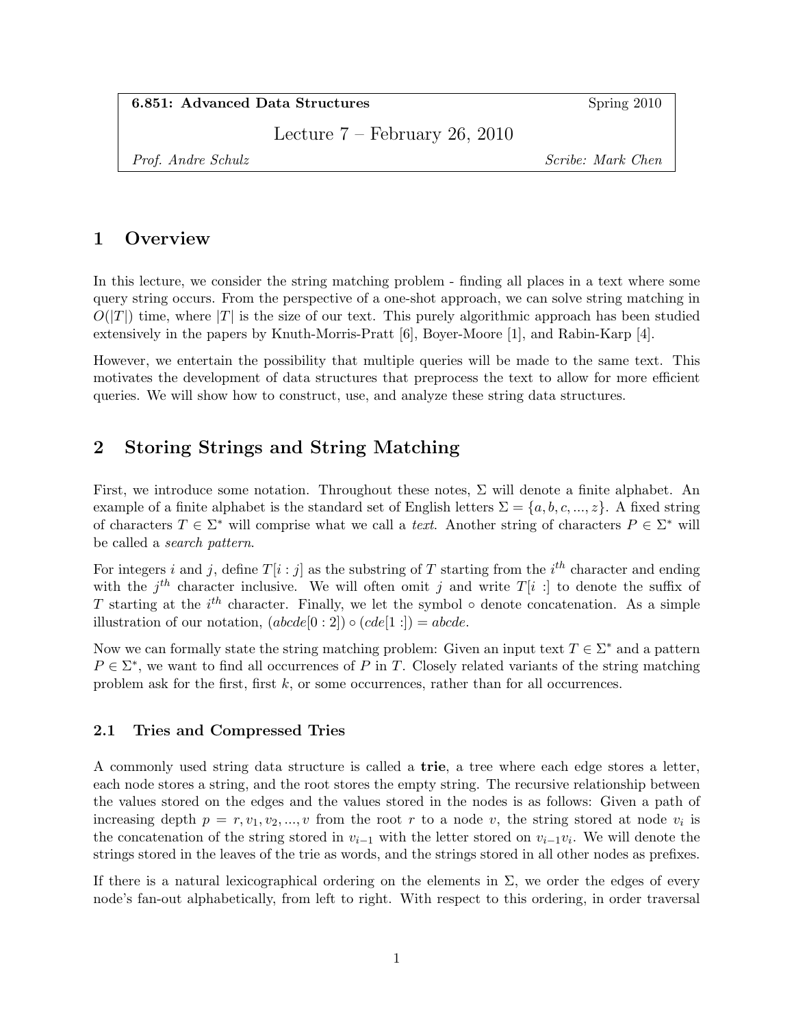**6.851: Advanced Data Structures** Spring 2010

Lecture 7 – February 26, 2010

*Prof. Andre Schulz* *Scribe: Mark Chen*

# 1 Overview

In this lecture, we consider the string matching problem - finding all places in a text where some query string occurs. From the perspective of a one-shot approach, we can solve string matching in $O(|T|)$ time, where $|T|$ is the size of our text. This purely algorithmic approach has been studied extensively in the papers by Knuth-Morris-Pratt [6], Boyer-Moore [1], and Rabin-Karp [4].

However, we entertain the possibility that multiple queries will be made to the same text. This motivates the development of data structures that preprocess the text to allow for more efficient queries. We will show how to construct, use, and analyze these string data structures.

# 2 Storing Strings and String Matching

First, we introduce some notation. Throughout these notes, $\Sigma$ will denote a finite alphabet. An example of a finite alphabet is the standard set of English letters $\Sigma = \{a, b, c, ..., z\}$. A fixed string of characters $T \in \Sigma^*$ will comprise what we call a *text*. Another string of characters $P \in \Sigma^*$ will be called a *search pattern*.

For integers $i$ and $j$, define $T[i : j]$ as the substring of $T$ starting from the $i^{th}$ character and ending with the $j^{th}$ character inclusive. We will often omit $j$ and write $T[i :]$ to denote the suffix of $T$ starting at the $i^{th}$ character. Finally, we let the symbol $\circ$ denote concatenation. As a simple illustration of our notation, $(abcde[0 : 2]) \circ (cde[1 :]) = abcde$.

Now we can formally state the string matching problem: Given an input text $T \in \Sigma^*$ and a pattern $P \in \Sigma^*$, we want to find all occurrences of $P$ in $T$. Closely related variants of the string matching problem ask for the first, first $k$, or some occurrences, rather than for all occurrences.

## 2.1 Tries and Compressed Tries

A commonly used string data structure is called a **trie**, a tree where each edge stores a letter, each node stores a string, and the root stores the empty string. The recursive relationship between the values stored on the edges and the values stored in the nodes is as follows: Given a path of increasing depth $p = r, v_1, v_2, ..., v$ from the root $r$ to a node $v$, the string stored at node $v_i$ is the concatenation of the string stored in $v_{i-1}$ with the letter stored on $v_{i-1}v_i$. We will denote the strings stored in the leaves of the trie as words, and the strings stored in all other nodes as prefixes.

If there is a natural lexicographical ordering on the elements in $\Sigma$, we order the edges of every node's fan-out alphabetically, from left to right. With respect to this ordering, in order traversal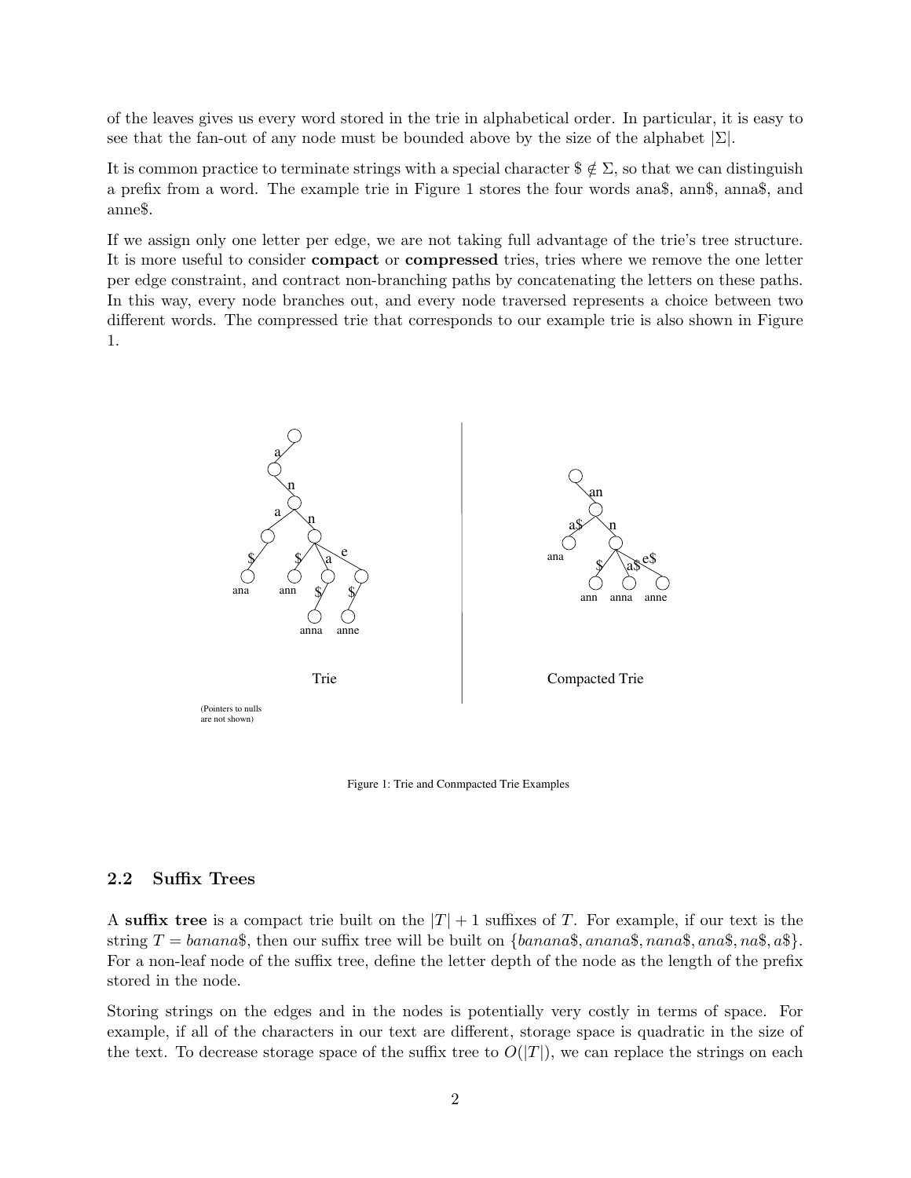of the leaves gives us every word stored in the trie in alphabetical order. In particular, it is easy to see that the fan-out of any node must be bounded above by the size of the alphabet $|\Sigma|$.

It is common practice to terminate strings with a special character $\$ \notin \Sigma$, so that we can distinguish a prefix from a word. The example trie in Figure 1 stores the four words ana\$, ann\$, anna\$, and anne\$.

If we assign only one letter per edge, we are not taking full advantage of the trie's tree structure. It is more useful to consider **compact** or **compressed** tries, tries where we remove the one letter per edge constraint, and contract non-branching paths by concatenating the letters on these paths. In this way, every node branches out, and every node traversed represents a choice between two different words. The compressed trie that corresponds to our example trie is also shown in Figure 1.

Trie

(Pointers to nulls are not shown)

Compacted Trie

Figure 1: Trie and Conmpacted Trie Examples

### 2.2 Suffix Trees

A **suffix tree** is a compact trie built on the $|T| + 1$ suffixes of $T$. For example, if our text is the string $T = banana\$$, then our suffix tree will be built on $\{banana\$, anana\$, nana\$, ana\$, na\$, a\$\}$. For a non-leaf node of the suffix tree, define the letter depth of the node as the length of the prefix stored in the node.

Storing strings on the edges and in the nodes is potentially very costly in terms of space. For example, if all of the characters in our text are different, storage space is quadratic in the size of the text. To decrease storage space of the suffix tree to $O(|T|)$, we can replace the strings on each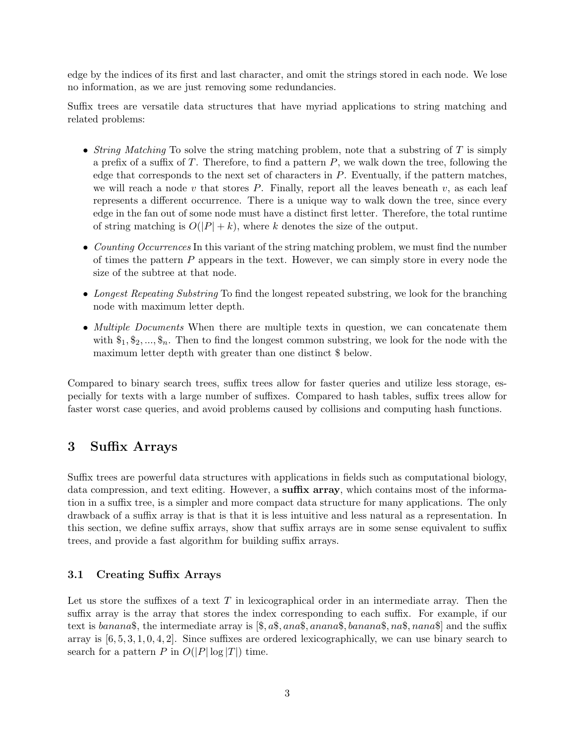edge by the indices of its first and last character, and omit the strings stored in each node. We lose no information, as we are just removing some redundancies.

Suffix trees are versatile data structures that have myriad applications to string matching and related problems:

- *String Matching* To solve the string matching problem, note that a substring of $T$ is simply a prefix of a suffix of $T$. Therefore, to find a pattern $P$, we walk down the tree, following the edge that corresponds to the next set of characters in $P$. Eventually, if the pattern matches, we will reach a node $v$ that stores $P$. Finally, report all the leaves beneath $v$, as each leaf represents a different occurrence. There is a unique way to walk down the tree, since every edge in the fan out of some node must have a distinct first letter. Therefore, the total runtime of string matching is $O(|P| + k)$, where $k$ denotes the size of the output.

- *Counting Occurrences* In this variant of the string matching problem, we must find the number of times the pattern $P$ appears in the text. However, we can simply store in every node the size of the subtree at that node.

- *Longest Repeating Substring* To find the longest repeated substring, we look for the branching node with maximum letter depth.

- *Multiple Documents* When there are multiple texts in question, we can concatenate them with $\$_1, \$_2, ..., \$_n$. Then to find the longest common substring, we look for the node with the maximum letter depth with greater than one distinct \$ below.

Compared to binary search trees, suffix trees allow for faster queries and utilize less storage, especially for texts with a large number of suffixes. Compared to hash tables, suffix trees allow for faster worst case queries, and avoid problems caused by collisions and computing hash functions.

## 3 Suffix Arrays

Suffix trees are powerful data structures with applications in fields such as computational biology, data compression, and text editing. However, a **suffix array**, which contains most of the information in a suffix tree, is a simpler and more compact data structure for many applications. The only drawback of a suffix array is that is that it is less intuitive and less natural as a representation. In this section, we define suffix arrays, show that suffix arrays are in some sense equivalent to suffix trees, and provide a fast algorithm for building suffix arrays.

### 3.1 Creating Suffix Arrays

Let us store the suffixes of a text $T$ in lexicographical order in an intermediate array. Then the suffix array is the array that stores the index corresponding to each suffix. For example, if our text is *banana*\$, the intermediate array is $[\$, a\$, ana\$, anana\$, banana\$, na\$, nana\$]$ and the suffix array is $[6, 5, 3, 1, 0, 4, 2]$. Since suffixes are ordered lexicographically, we can use binary search to search for a pattern $P$ in $O(|P| \log |T|)$ time.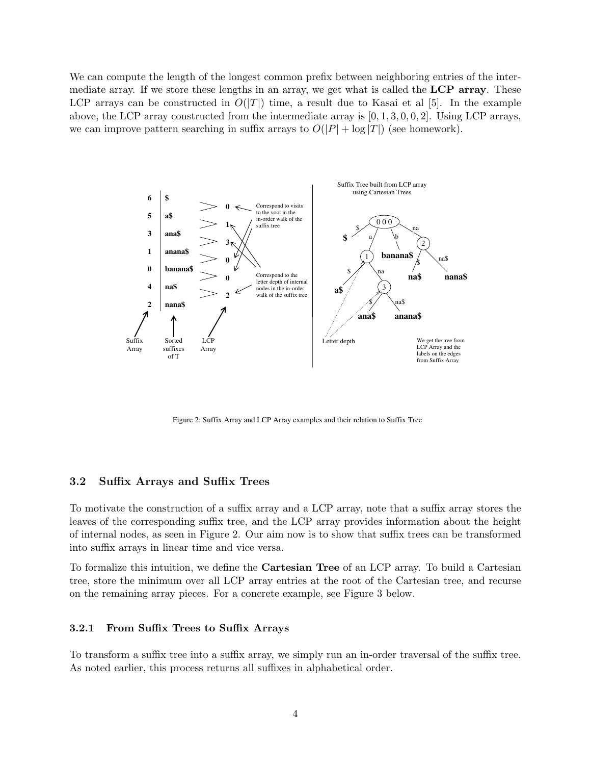We can compute the length of the longest common prefix between neighboring entries of the intermediate array. If we store these lengths in an array, we get what is called the **LCP array**. These LCP arrays can be constructed in $O(|T|)$ time, a result due to Kasai et al [5]. In the example above, the LCP array constructed from the intermediate array is $[0, 1, 3, 0, 0, 2]$. Using LCP arrays, we can improve pattern searching in suffix arrays to $O(|P| + \log |T|)$ (see homework).

6 $

5 a$

3 ana$

1 anana$

0 banana$

4 na$

2 nana$

0

1

3

0

0

2

Correspond to visits to the voot in the in-order walk of the suffix tree

Correspond to the letter depth of internal nodes in the in-order walk of the suffix tree

Suffix Array

Sorted suffixes of T

LCP Array

Suffix Tree built from LCP array using Cartesian Trees

0 0 0

$

a

b

na

$

1

banana$

2

$

na

$

na$

a$

3

na$

nana$

$

na$

ana$

anana$

Letter depth

We get the tree from LCP Array and the labels on the edges from Suffix Array

Figure 2: Suffix Array and LCP Array examples and their relation to Suffix Tree

### 3.2 Suffix Arrays and Suffix Trees

To motivate the construction of a suffix array and a LCP array, note that a suffix array stores the leaves of the corresponding suffix tree, and the LCP array provides information about the height of internal nodes, as seen in Figure 2. Our aim now is to show that suffix trees can be transformed into suffix arrays in linear time and vice versa.

To formalize this intuition, we define the **Cartesian Tree** of an LCP array. To build a Cartesian tree, store the minimum over all LCP array entries at the root of the Cartesian tree, and recurse on the remaining array pieces. For a concrete example, see Figure 3 below.

#### 3.2.1 From Suffix Trees to Suffix Arrays

To transform a suffix tree into a suffix array, we simply run an in-order traversal of the suffix tree. As noted earlier, this process returns all suffixes in alphabetical order.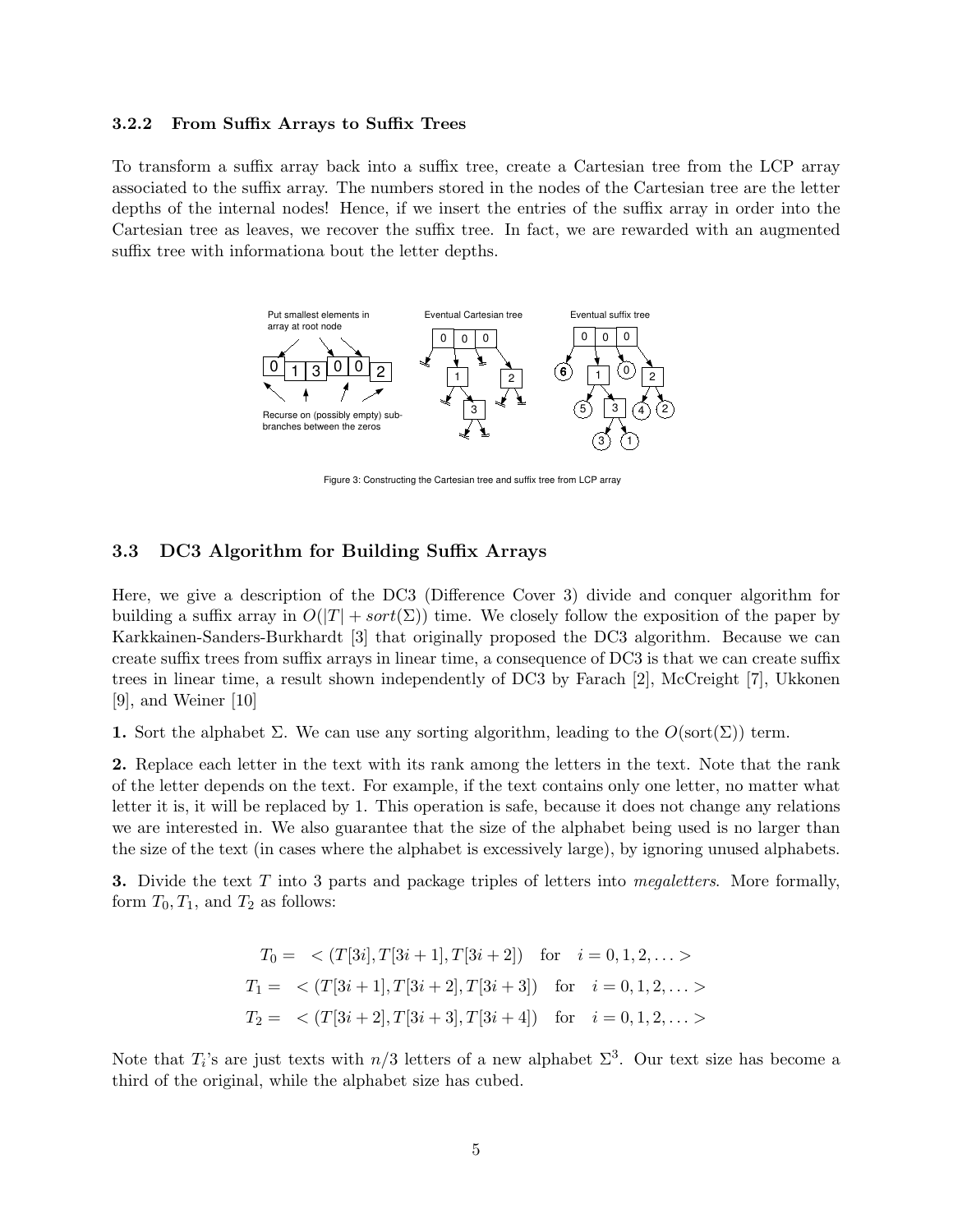### 3.2.2 From Suffix Arrays to Suffix Trees

To transform a suffix array back into a suffix tree, create a Cartesian tree from the LCP array associated to the suffix array. The numbers stored in the nodes of the Cartesian tree are the letter depths of the internal nodes! Hence, if we insert the entries of the suffix array in order into the Cartesian tree as leaves, we recover the suffix tree. In fact, we are rewarded with an augmented suffix tree with informationa bout the letter depths.

Put smallest elements in array at root node

0 1 3 0 0 2

Recurse on (possibly empty) sub-branches between the zeros

Eventual Cartesian tree

0 0 0

1

2

3

Eventual suffix tree

0 0 0

6

1

0

2

5

3

4

2

3

1

Figure 3: Constructing the Cartesian tree and suffix tree from LCP array

## 3.3 DC3 Algorithm for Building Suffix Arrays

Here, we give a description of the DC3 (Difference Cover 3) divide and conquer algorithm for building a suffix array in $O(|T| + sort(\Sigma))$ time. We closely follow the exposition of the paper by Karkkainen-Sanders-Burkhardt [3] that originally proposed the DC3 algorithm. Because we can create suffix trees from suffix arrays in linear time, a consequence of DC3 is that we can create suffix trees in linear time, a result shown independently of DC3 by Farach [2], McCreight [7], Ukkonen [9], and Weiner [10]

**1.** Sort the alphabet $\Sigma$. We can use any sorting algorithm, leading to the $O(\text{sort}(\Sigma))$ term.

**2.** Replace each letter in the text with its rank among the letters in the text. Note that the rank of the letter depends on the text. For example, if the text contains only one letter, no matter what letter it is, it will be replaced by 1. This operation is safe, because it does not change any relations we are interested in. We also guarantee that the size of the alphabet being used is no larger than the size of the text (in cases where the alphabet is excessively large), by ignoring unused alphabets.

**3.** Divide the text $T$ into 3 parts and package triples of letters into *megaletters*. More formally, form $T_0, T_1$, and $T_2$ as follows:

$$T_0 = \; < (T[3i], T[3i+1], T[3i+2]) \quad \text{for} \quad i = 0, 1, 2, \ldots >$$
$$T_1 = \; < (T[3i+1], T[3i+2], T[3i+3]) \quad \text{for} \quad i = 0, 1, 2, \ldots >$$
$$T_2 = \; < (T[3i+2], T[3i+3], T[3i+4]) \quad \text{for} \quad i = 0, 1, 2, \ldots >$$

Note that $T_i$'s are just texts with $n/3$ letters of a new alphabet $\Sigma^3$. Our text size has become a third of the original, while the alphabet size has cubed.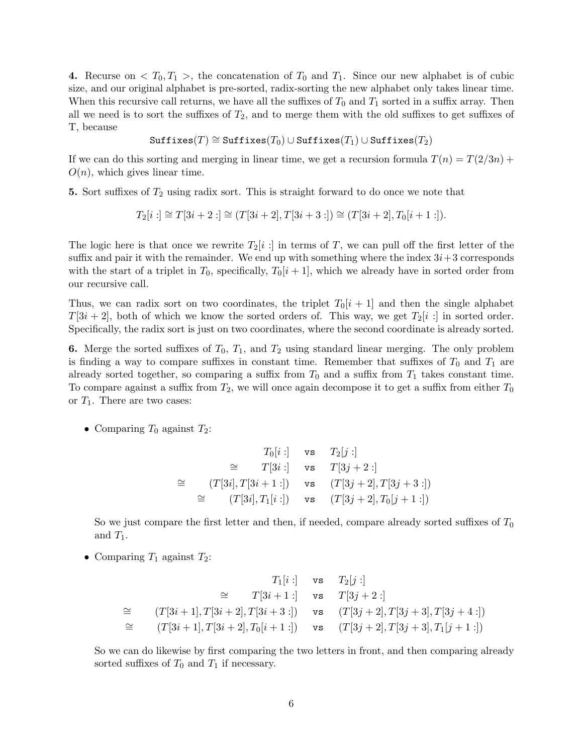**4.** Recurse on $< T_0, T_1 >$, the concatenation of $T_0$ and $T_1$. Since our new alphabet is of cubic size, and our original alphabet is pre-sorted, radix-sorting the new alphabet only takes linear time. When this recursive call returns, we have all the suffixes of $T_0$ and $T_1$ sorted in a suffix array. Then all we need is to sort the suffixes of $T_2$, and to merge them with the old suffixes to get suffixes of T, because

$$\texttt{Suffixes}(T) \cong \texttt{Suffixes}(T_0) \cup \texttt{Suffixes}(T_1) \cup \texttt{Suffixes}(T_2)$$

If we can do this sorting and merging in linear time, we get a recursion formula $T(n) = T(2/3n) + O(n)$, which gives linear time.

**5.** Sort suffixes of $T_2$ using radix sort. This is straight forward to do once we note that

$$T_2[i:] \cong T[3i+2:] \cong (T[3i+2], T[3i+3:]) \cong (T[3i+2], T_0[i+1:]).$$

The logic here is that once we rewrite $T_2[i:]$ in terms of $T$, we can pull off the first letter of the suffix and pair it with the remainder. We end up with something where the index $3i+3$ corresponds with the start of a triplet in $T_0$, specifically, $T_0[i+1]$, which we already have in sorted order from our recursive call.

Thus, we can radix sort on two coordinates, the triplet $T_0[i+1]$ and then the single alphabet $T[3i+2]$, both of which we know the sorted orders of. This way, we get $T_2[i:]$ in sorted order. Specifically, the radix sort is just on two coordinates, where the second coordinate is already sorted.

**6.** Merge the sorted suffixes of $T_0$, $T_1$, and $T_2$ using standard linear merging. The only problem is finding a way to compare suffixes in constant time. Remember that suffixes of $T_0$ and $T_1$ are already sorted together, so comparing a suffix from $T_0$ and a suffix from $T_1$ takes constant time. To compare against a suffix from $T_2$, we will once again decompose it to get a suffix from either $T_0$ or $T_1$. There are two cases:

- Comparing $T_0$ against $T_2$:

$$\begin{array}{rrcl} & T_0[i:] & \texttt{vs} & T_2[j:] \\ \cong & T[3i:] & \texttt{vs} & T[3j+2:] \\ \cong & (T[3i], T[3i+1:]) & \texttt{vs} & (T[3j+2], T[3j+3:]) \\ \cong & (T[3i], T_1[i:]) & \texttt{vs} & (T[3j+2], T_0[j+1:]) \end{array}$$

  So we just compare the first letter and then, if needed, compare already sorted suffixes of $T_0$ and $T_1$.

- Comparing $T_1$ against $T_2$:

$$\begin{array}{rrcl} & T_1[i:] & \texttt{vs} & T_2[j:] \\ \cong & T[3i+1:] & \texttt{vs} & T[3j+2:] \\ \cong & (T[3i+1], T[3i+2], T[3i+3:]) & \texttt{vs} & (T[3j+2], T[3j+3], T[3j+4:]) \\ \cong & (T[3i+1], T[3i+2], T_0[i+1:]) & \texttt{vs} & (T[3j+2], T[3j+3], T_1[j+1:]) \end{array}$$

  So we can do likewise by first comparing the two letters in front, and then comparing already sorted suffixes of $T_0$ and $T_1$ if necessary.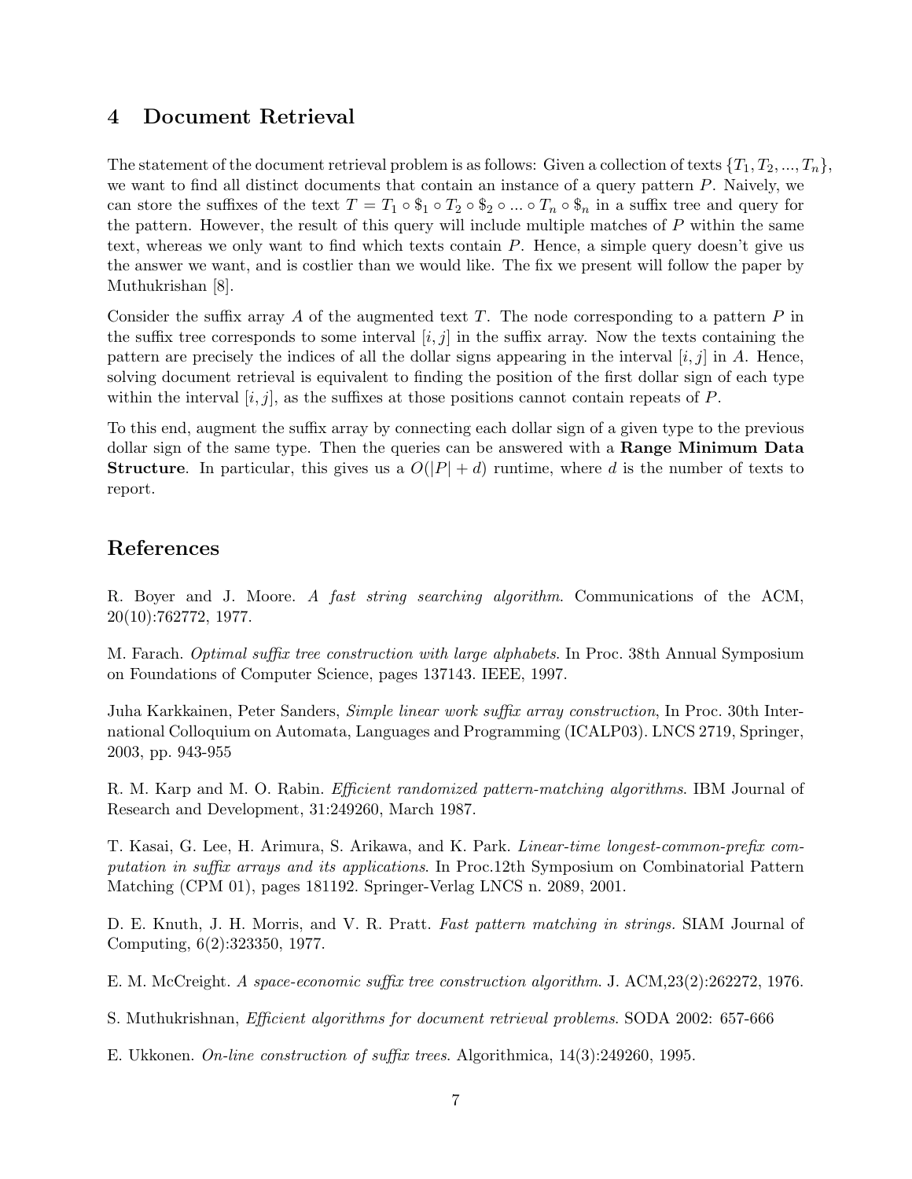## 4 Document Retrieval

The statement of the document retrieval problem is as follows: Given a collection of texts $\{T_1, T_2, ..., T_n\}$, we want to find all distinct documents that contain an instance of a query pattern $P$. Naively, we can store the suffixes of the text $T = T_1 \circ \$_1 \circ T_2 \circ \$_2 \circ ... \circ T_n \circ \$_n$ in a suffix tree and query for the pattern. However, the result of this query will include multiple matches of $P$ within the same text, whereas we only want to find which texts contain $P$. Hence, a simple query doesn't give us the answer we want, and is costlier than we would like. The fix we present will follow the paper by Muthukrishan [8].

Consider the suffix array $A$ of the augmented text $T$. The node corresponding to a pattern $P$ in the suffix tree corresponds to some interval $[i, j]$ in the suffix array. Now the texts containing the pattern are precisely the indices of all the dollar signs appearing in the interval $[i, j]$ in $A$. Hence, solving document retrieval is equivalent to finding the position of the first dollar sign of each type within the interval $[i, j]$, as the suffixes at those positions cannot contain repeats of $P$.

To this end, augment the suffix array by connecting each dollar sign of a given type to the previous dollar sign of the same type. Then the queries can be answered with a **Range Minimum Data Structure**. In particular, this gives us a $O(|P| + d)$ runtime, where $d$ is the number of texts to report.

## References

R. Boyer and J. Moore. *A fast string searching algorithm*. Communications of the ACM, 20(10):762772, 1977.

M. Farach. *Optimal suffix tree construction with large alphabets*. In Proc. 38th Annual Symposium on Foundations of Computer Science, pages 137143. IEEE, 1997.

Juha Karkkainen, Peter Sanders, *Simple linear work suffix array construction*, In Proc. 30th International Colloquium on Automata, Languages and Programming (ICALP03). LNCS 2719, Springer, 2003, pp. 943-955

R. M. Karp and M. O. Rabin. *Efficient randomized pattern-matching algorithms*. IBM Journal of Research and Development, 31:249260, March 1987.

T. Kasai, G. Lee, H. Arimura, S. Arikawa, and K. Park. *Linear-time longest-common-prefix computation in suffix arrays and its applications*. In Proc.12th Symposium on Combinatorial Pattern Matching (CPM 01), pages 181192. Springer-Verlag LNCS n. 2089, 2001.

D. E. Knuth, J. H. Morris, and V. R. Pratt. *Fast pattern matching in strings.* SIAM Journal of Computing, 6(2):323350, 1977.

E. M. McCreight. *A space-economic suffix tree construction algorithm*. J. ACM,23(2):262272, 1976.

S. Muthukrishnan, *Efficient algorithms for document retrieval problems.* SODA 2002: 657-666

E. Ukkonen. *On-line construction of suffix trees*. Algorithmica, 14(3):249260, 1995.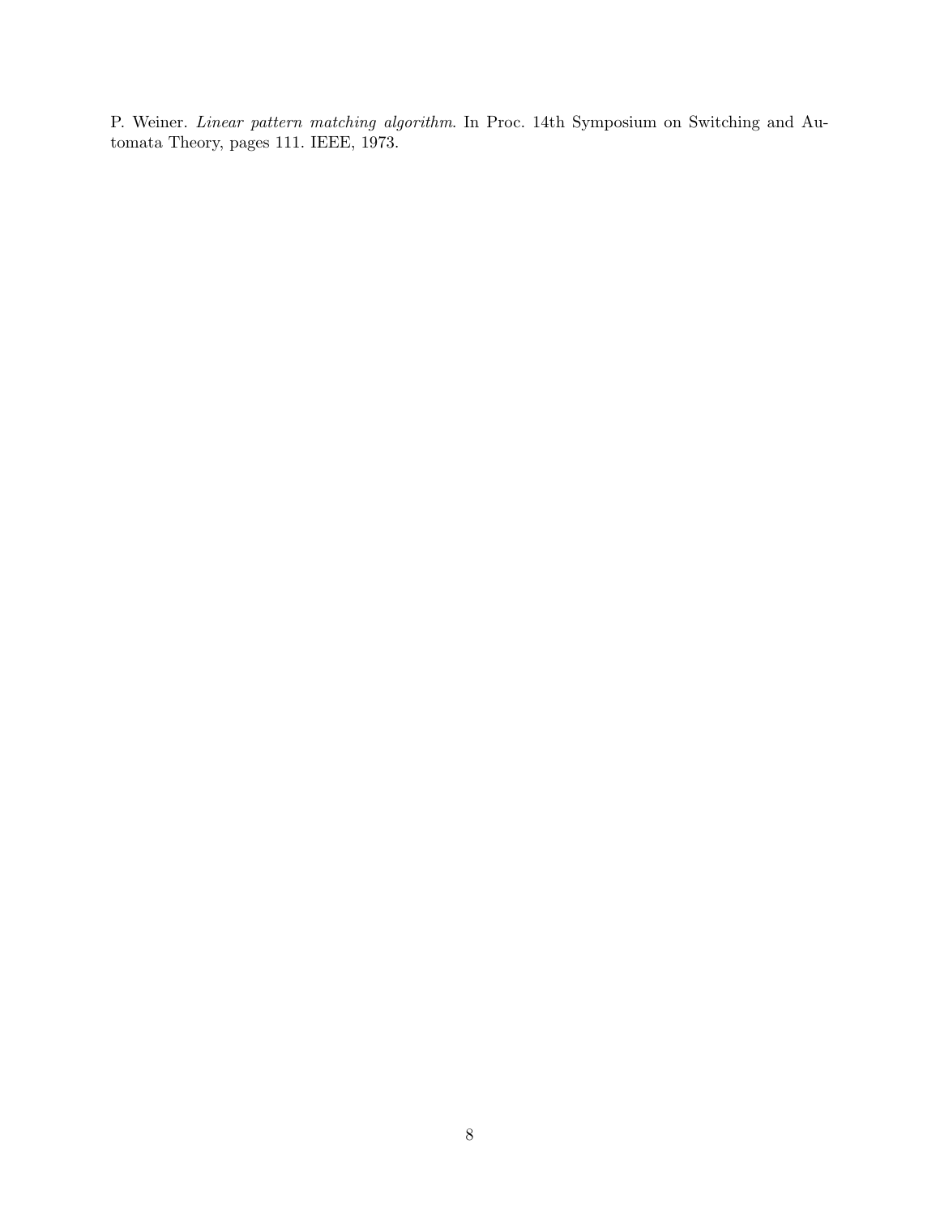P. Weiner. *Linear pattern matching algorithm*. In Proc. 14th Symposium on Switching and Automata Theory, pages 111. IEEE, 1973.